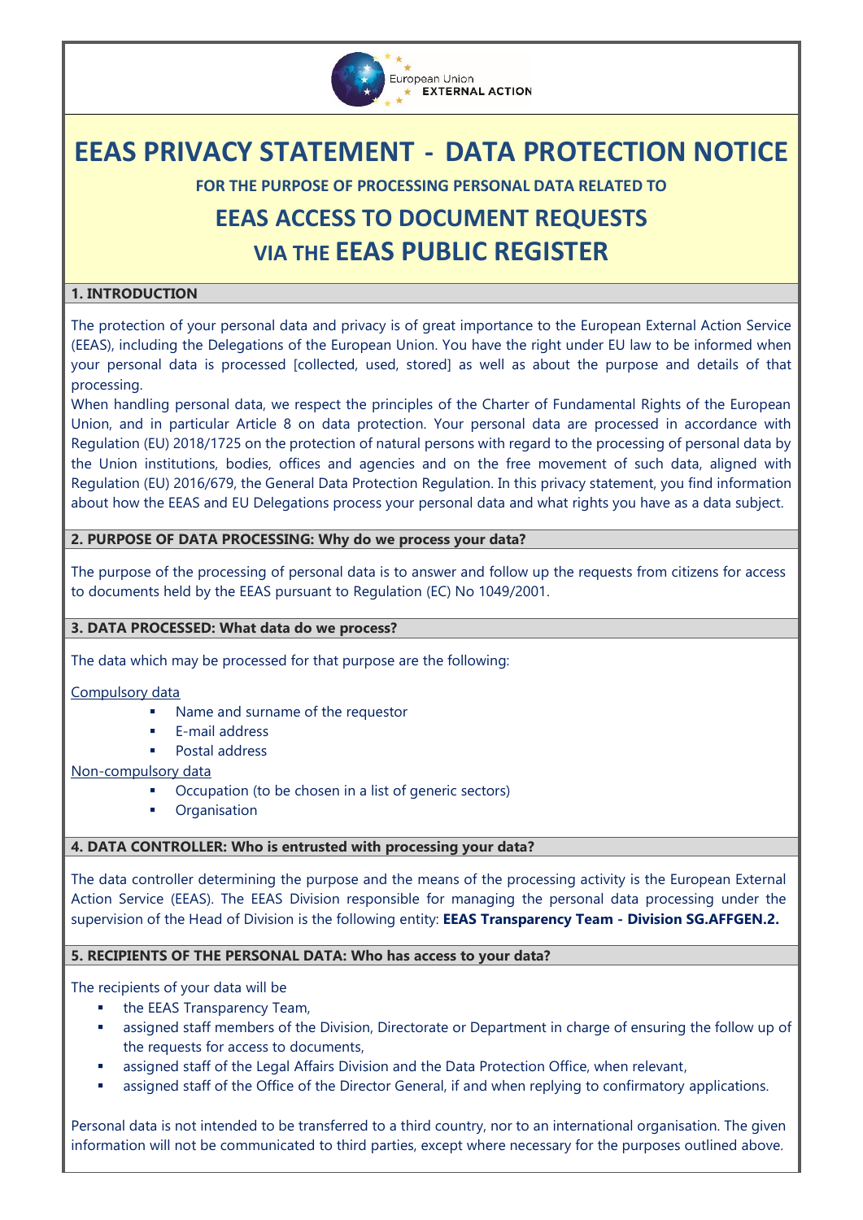European Union EXTERNAL ACTION

# EEAS PRIVACY STATEMENT - DATA PROTECTION NOTICE

**FOR THE PURPOSE OF PROCESSING PERSONAL DATA RELATED TO**

## EEAS ACCESS TO DOCUMENT REQUESTS VIA THE EEAS PUBLIC REGISTER

### 1. INTRODUCTION

The protection of your personal data and privacy is of great importance to the European External Action Service (EEAS), including the Delegations of the European Union. You have the right under EU law to be informed when your personal data is processed [collected, used, stored] as well as about the purpose and details of that processing.

When handling personal data, we respect the principles of the Charter of Fundamental Rights of the European Union, and in particular Article 8 on data protection. Your personal data are processed in accordance with Regulation (EU) 2018/1725 on the protection of natural persons with regard to the processing of personal data by the Union institutions, bodies, offices and agencies and on the free movement of such data, aligned with Regulation (EU) 2016/679, the General Data Protection Regulation. In this privacy statement, you find information about how the EEAS and EU Delegations process your personal data and what rights you have as a data subject.

### 2. PURPOSE OF DATA PROCESSING: Why do we process your data?

The purpose of the processing of personal data is to answer and follow up the requests from citizens for access to documents held by the EEAS pursuant to Regulation (EC) No 1049/2001.

### 3. DATA PROCESSED: What data do we process?

The data which may be processed for that purpose are the following:

Compulsory data

- Name and surname of the requestor
- E-mail address
- Postal address

Non-compulsory data

- Occupation (to be chosen in a list of generic sectors)
- Organisation

### 4. DATA CONTROLLER: Who is entrusted with processing your data?

The data controller determining the purpose and the means of the processing activity is the European External Action Service (EEAS). The EEAS Division responsible for managing the personal data processing under the supervision of the Head of Division is the following entity: **EEAS Transparency Team - Division SG.AFFGEN.2.**

### 5. RECIPIENTS OF THE PERSONAL DATA: Who has access to your data?

The recipients of your data will be

- the EEAS Transparency Team,
- assigned staff members of the Division, Directorate or Department in charge of ensuring the follow up of the requests for access to documents,
- assigned staff of the Legal Affairs Division and the Data Protection Office, when relevant,
- assigned staff of the Office of the Director General, if and when replying to confirmatory applications.

Personal data is not intended to be transferred to a third country, nor to an international organisation. The given information will not be communicated to third parties, except where necessary for the purposes outlined above.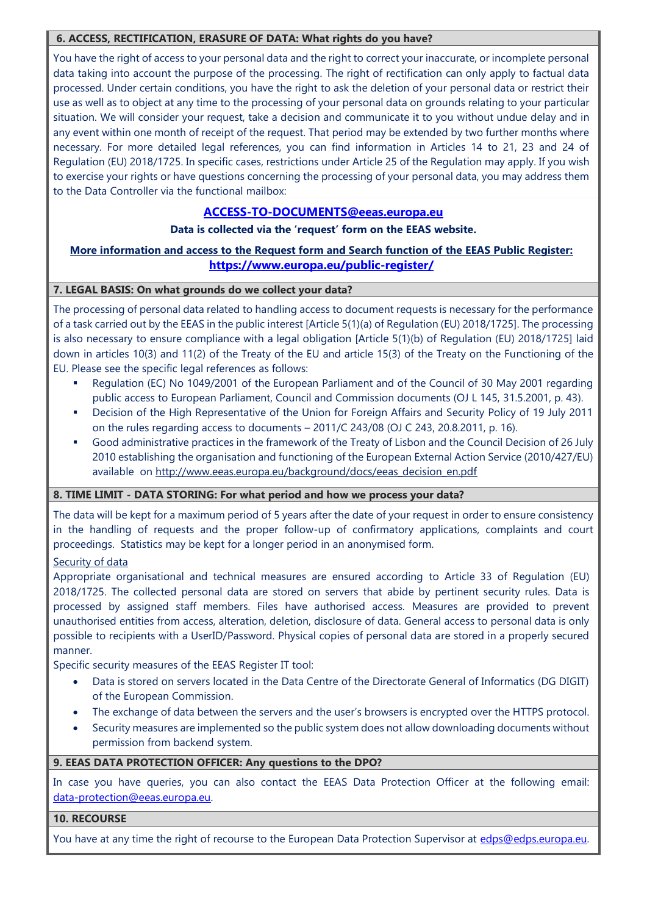## 6. ACCESS, RECTIFICATION, ERASURE OF DATA: What rights do you have?

You have the right of access to your personal data and the right to correct your inaccurate, or incomplete personal data taking into account the purpose of the processing. The right of rectification can only apply to factual data processed. Under certain conditions, you have the right to ask the deletion of your personal data or restrict their use as well as to object at any time to the processing of your personal data on grounds relating to your particular situation. We will consider your request, take a decision and communicate it to you without undue delay and in any event within one month of receipt of the request. That period may be extended by two further months where necessary. For more detailed legal references, you can find information in Articles 14 to 21, 23 and 24 of Regulation (EU) 2018/1725. In specific cases, restrictions under Article 25 of the Regulation may apply. If you wish to exercise your rights or have questions concerning the processing of your personal data, you may address them to the Data Controller via the functional mailbox:

**ACCESS-TO-DOCUMENTS@eeas.europa.eu**

**Data is collected via the 'request' form on the EEAS website.**

**More information and access to the Request form and Search function of the EEAS Public Register: https://www.europa.eu/public-register/**

## 7. LEGAL BASIS: On what grounds do we collect your data?

The processing of personal data related to handling access to document requests is necessary for the performance of a task carried out by the EEAS in the public interest [Article 5(1)(a) of Regulation (EU) 2018/1725]. The processing is also necessary to ensure compliance with a legal obligation [Article 5(1)(b) of Regulation (EU) 2018/1725] laid down in articles 10(3) and 11(2) of the Treaty of the EU and article 15(3) of the Treaty on the Functioning of the EU. Please see the specific legal references as follows:

- Regulation (EC) No 1049/2001 of the European Parliament and of the Council of 30 May 2001 regarding public access to European Parliament, Council and Commission documents (OJ L 145, 31.5.2001, p. 43).
- Decision of the High Representative of the Union for Foreign Affairs and Security Policy of 19 July 2011 on the rules regarding access to documents – 2011/C 243/08 (OJ C 243, 20.8.2011, p. 16).
- Good administrative practices in the framework of the Treaty of Lisbon and the Council Decision of 26 July 2010 establishing the organisation and functioning of the European External Action Service (2010/427/EU) available on http://www.eeas.europa.eu/background/docs/eeas_decision_en.pdf

## 8. TIME LIMIT - DATA STORING: For what period and how we process your data?

The data will be kept for a maximum period of 5 years after the date of your request in order to ensure consistency in the handling of requests and the proper follow-up of confirmatory applications, complaints and court proceedings. Statistics may be kept for a longer period in an anonymised form.

Security of data

Appropriate organisational and technical measures are ensured according to Article 33 of Regulation (EU) 2018/1725. The collected personal data are stored on servers that abide by pertinent security rules. Data is processed by assigned staff members. Files have authorised access. Measures are provided to prevent unauthorised entities from access, alteration, deletion, disclosure of data. General access to personal data is only possible to recipients with a UserID/Password. Physical copies of personal data are stored in a properly secured manner.

Specific security measures of the EEAS Register IT tool:

- Data is stored on servers located in the Data Centre of the Directorate General of Informatics (DG DIGIT) of the European Commission.
- The exchange of data between the servers and the user's browsers is encrypted over the HTTPS protocol.
- Security measures are implemented so the public system does not allow downloading documents without permission from backend system.

## 9. EEAS DATA PROTECTION OFFICER: Any questions to the DPO?

In case you have queries, you can also contact the EEAS Data Protection Officer at the following email: data-protection@eeas.europa.eu.

## 10. RECOURSE

You have at any time the right of recourse to the European Data Protection Supervisor at edps@edps.europa.eu.